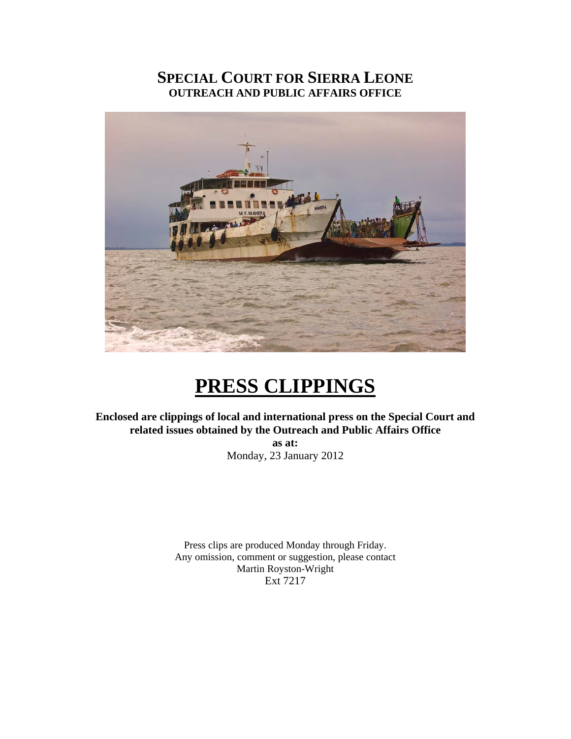# SPECIAL COURT FOR SIERRA LEONE
## OUTREACH AND PUBLIC AFFAIRS OFFICE

# PRESS CLIPPINGS

**Enclosed are clippings of local and international press on the Special Court and related issues obtained by the Outreach and Public Affairs Office**

**as at:**

Monday, 23 January 2012

Press clips are produced Monday through Friday.
Any omission, comment or suggestion, please contact
Martin Royston-Wright
Ext 7217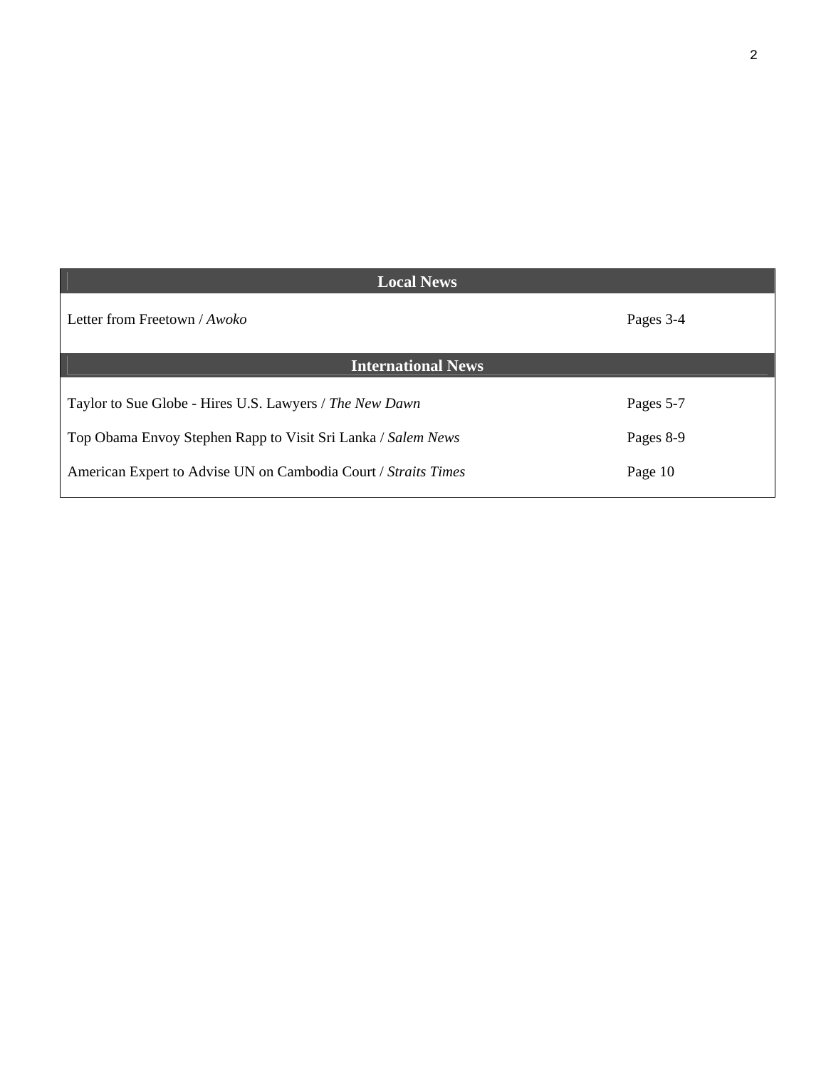## Local News

| | |
|---|---|
| Letter from Freetown / *Awoko* | Pages 3-4 |

## International News

| | |
|---|---|
| Taylor to Sue Globe - Hires U.S. Lawyers / *The New Dawn* | Pages 5-7 |
| Top Obama Envoy Stephen Rapp to Visit Sri Lanka / *Salem News* | Pages 8-9 |
| American Expert to Advise UN on Cambodia Court / *Straits Times* | Page 10 |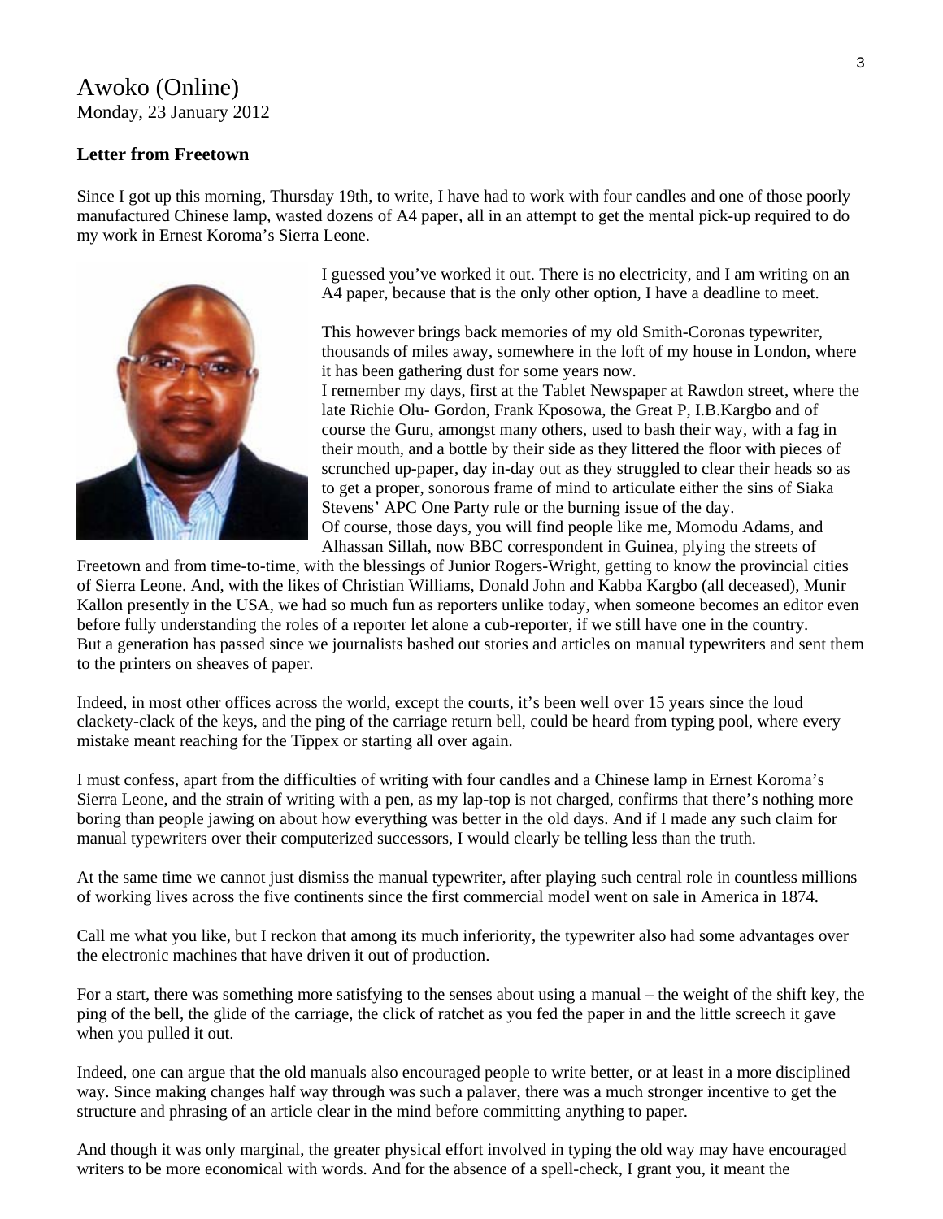# Awoko (Online)
Monday, 23 January 2012

**Letter from Freetown**

Since I got up this morning, Thursday 19th, to write, I have had to work with four candles and one of those poorly manufactured Chinese lamp, wasted dozens of A4 paper, all in an attempt to get the mental pick-up required to do my work in Ernest Koroma's Sierra Leone.

I guessed you've worked it out. There is no electricity, and I am writing on an A4 paper, because that is the only other option, I have a deadline to meet.

This however brings back memories of my old Smith-Coronas typewriter, thousands of miles away, somewhere in the loft of my house in London, where it has been gathering dust for some years now.
I remember my days, first at the Tablet Newspaper at Rawdon street, where the late Richie Olu- Gordon, Frank Kposowa, the Great P, I.B.Kargbo and of course the Guru, amongst many others, used to bash their way, with a fag in their mouth, and a bottle by their side as they littered the floor with pieces of scrunched up-paper, day in-day out as they struggled to clear their heads so as to get a proper, sonorous frame of mind to articulate either the sins of Siaka Stevens' APC One Party rule or the burning issue of the day.
Of course, those days, you will find people like me, Momodu Adams, and Alhassan Sillah, now BBC correspondent in Guinea, plying the streets of Freetown and from time-to-time, with the blessings of Junior Rogers-Wright, getting to know the provincial cities of Sierra Leone. And, with the likes of Christian Williams, Donald John and Kabba Kargbo (all deceased), Munir Kallon presently in the USA, we had so much fun as reporters unlike today, when someone becomes an editor even before fully understanding the roles of a reporter let alone a cub-reporter, if we still have one in the country.
But a generation has passed since we journalists bashed out stories and articles on manual typewriters and sent them to the printers on sheaves of paper.

Indeed, in most other offices across the world, except the courts, it's been well over 15 years since the loud clackety-clack of the keys, and the ping of the carriage return bell, could be heard from typing pool, where every mistake meant reaching for the Tippex or starting all over again.

I must confess, apart from the difficulties of writing with four candles and a Chinese lamp in Ernest Koroma's Sierra Leone, and the strain of writing with a pen, as my lap-top is not charged, confirms that there's nothing more boring than people jawing on about how everything was better in the old days. And if I made any such claim for manual typewriters over their computerized successors, I would clearly be telling less than the truth.

At the same time we cannot just dismiss the manual typewriter, after playing such central role in countless millions of working lives across the five continents since the first commercial model went on sale in America in 1874.

Call me what you like, but I reckon that among its much inferiority, the typewriter also had some advantages over the electronic machines that have driven it out of production.

For a start, there was something more satisfying to the senses about using a manual – the weight of the shift key, the ping of the bell, the glide of the carriage, the click of ratchet as you fed the paper in and the little screech it gave when you pulled it out.

Indeed, one can argue that the old manuals also encouraged people to write better, or at least in a more disciplined way. Since making changes half way through was such a palaver, there was a much stronger incentive to get the structure and phrasing of an article clear in the mind before committing anything to paper.

And though it was only marginal, the greater physical effort involved in typing the old way may have encouraged writers to be more economical with words. And for the absence of a spell-check, I grant you, it meant the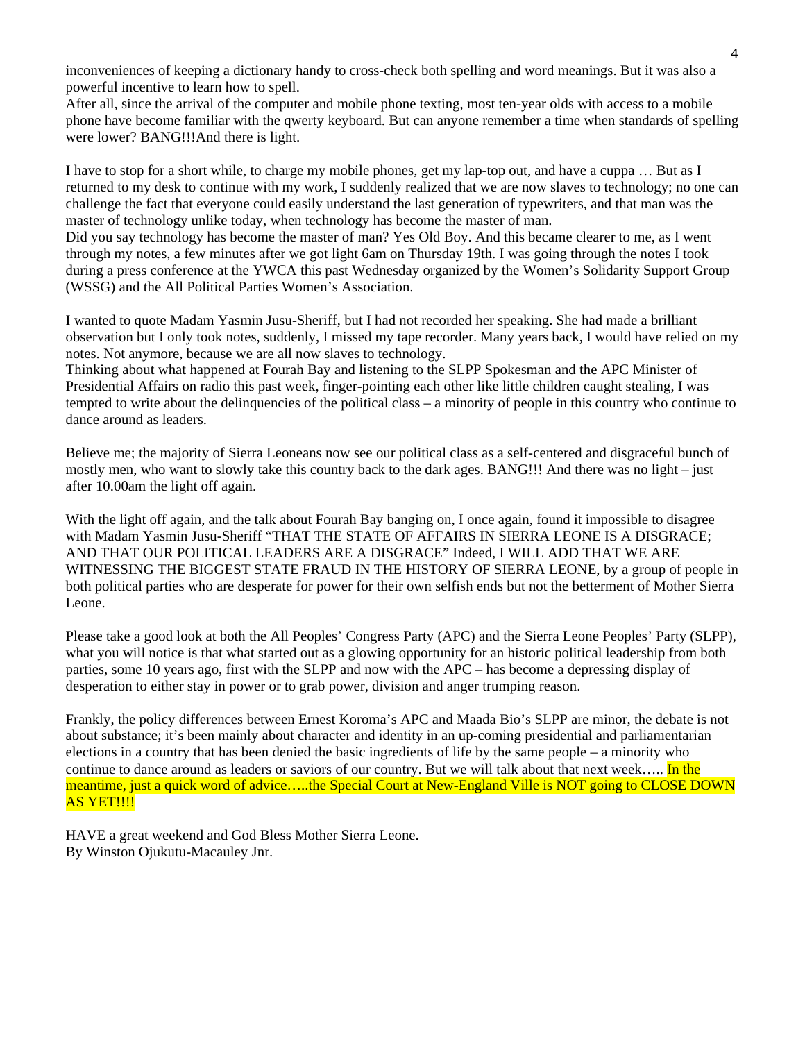inconveniences of keeping a dictionary handy to cross-check both spelling and word meanings. But it was also a powerful incentive to learn how to spell.
After all, since the arrival of the computer and mobile phone texting, most ten-year olds with access to a mobile phone have become familiar with the qwerty keyboard. But can anyone remember a time when standards of spelling were lower? BANG!!!And there is light.

I have to stop for a short while, to charge my mobile phones, get my lap-top out, and have a cuppa … But as I returned to my desk to continue with my work, I suddenly realized that we are now slaves to technology; no one can challenge the fact that everyone could easily understand the last generation of typewriters, and that man was the master of technology unlike today, when technology has become the master of man.
Did you say technology has become the master of man? Yes Old Boy. And this became clearer to me, as I went through my notes, a few minutes after we got light 6am on Thursday 19th. I was going through the notes I took during a press conference at the YWCA this past Wednesday organized by the Women's Solidarity Support Group (WSSG) and the All Political Parties Women's Association.

I wanted to quote Madam Yasmin Jusu-Sheriff, but I had not recorded her speaking. She had made a brilliant observation but I only took notes, suddenly, I missed my tape recorder. Many years back, I would have relied on my notes. Not anymore, because we are all now slaves to technology.
Thinking about what happened at Fourah Bay and listening to the SLPP Spokesman and the APC Minister of Presidential Affairs on radio this past week, finger-pointing each other like little children caught stealing, I was tempted to write about the delinquencies of the political class – a minority of people in this country who continue to dance around as leaders.

Believe me; the majority of Sierra Leoneans now see our political class as a self-centered and disgraceful bunch of mostly men, who want to slowly take this country back to the dark ages. BANG!!! And there was no light – just after 10.00am the light off again.

With the light off again, and the talk about Fourah Bay banging on, I once again, found it impossible to disagree with Madam Yasmin Jusu-Sheriff "THAT THE STATE OF AFFAIRS IN SIERRA LEONE IS A DISGRACE; AND THAT OUR POLITICAL LEADERS ARE A DISGRACE" Indeed, I WILL ADD THAT WE ARE WITNESSING THE BIGGEST STATE FRAUD IN THE HISTORY OF SIERRA LEONE, by a group of people in both political parties who are desperate for power for their own selfish ends but not the betterment of Mother Sierra Leone.

Please take a good look at both the All Peoples' Congress Party (APC) and the Sierra Leone Peoples' Party (SLPP), what you will notice is that what started out as a glowing opportunity for an historic political leadership from both parties, some 10 years ago, first with the SLPP and now with the APC – has become a depressing display of desperation to either stay in power or to grab power, division and anger trumping reason.

Frankly, the policy differences between Ernest Koroma's APC and Maada Bio's SLPP are minor, the debate is not about substance; it's been mainly about character and identity in an up-coming presidential and parliamentarian elections in a country that has been denied the basic ingredients of life by the same people – a minority who continue to dance around as leaders or saviors of our country. But we will talk about that next week….. In the meantime, just a quick word of advice…..the Special Court at New-England Ville is NOT going to CLOSE DOWN AS YET!!!!

HAVE a great weekend and God Bless Mother Sierra Leone.
By Winston Ojukutu-Macauley Jnr.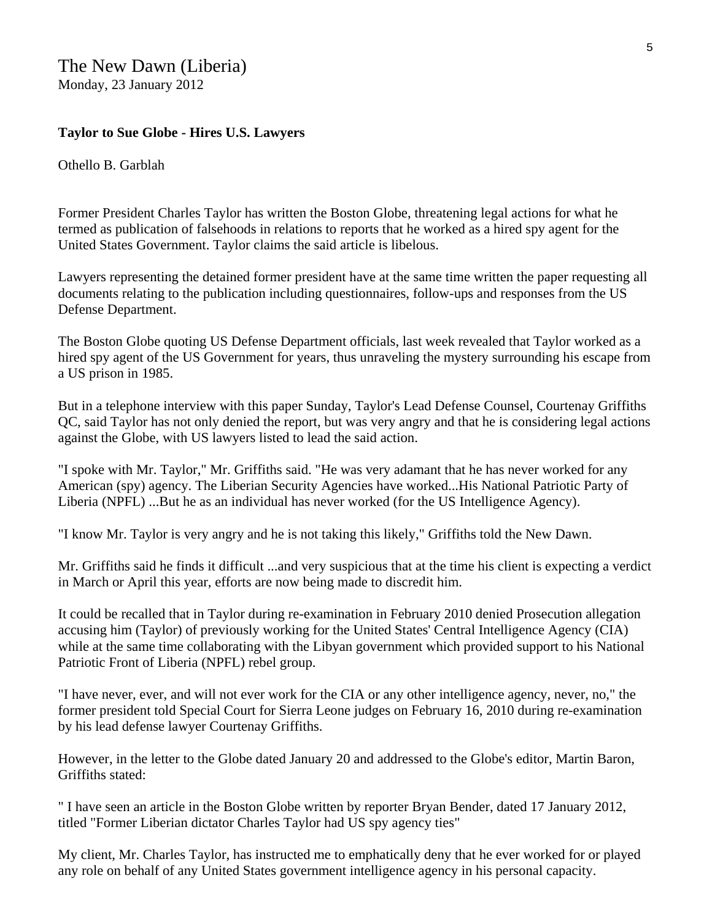The New Dawn (Liberia)
Monday, 23 January 2012

**Taylor to Sue Globe - Hires U.S. Lawyers**

Othello B. Garblah

Former President Charles Taylor has written the Boston Globe, threatening legal actions for what he termed as publication of falsehoods in relations to reports that he worked as a hired spy agent for the United States Government. Taylor claims the said article is libelous.

Lawyers representing the detained former president have at the same time written the paper requesting all documents relating to the publication including questionnaires, follow-ups and responses from the US Defense Department.

The Boston Globe quoting US Defense Department officials, last week revealed that Taylor worked as a hired spy agent of the US Government for years, thus unraveling the mystery surrounding his escape from a US prison in 1985.

But in a telephone interview with this paper Sunday, Taylor's Lead Defense Counsel, Courtenay Griffiths QC, said Taylor has not only denied the report, but was very angry and that he is considering legal actions against the Globe, with US lawyers listed to lead the said action.

"I spoke with Mr. Taylor," Mr. Griffiths said. "He was very adamant that he has never worked for any American (spy) agency. The Liberian Security Agencies have worked...His National Patriotic Party of Liberia (NPFL) ...But he as an individual has never worked (for the US Intelligence Agency).

"I know Mr. Taylor is very angry and he is not taking this likely," Griffiths told the New Dawn.

Mr. Griffiths said he finds it difficult ...and very suspicious that at the time his client is expecting a verdict in March or April this year, efforts are now being made to discredit him.

It could be recalled that in Taylor during re-examination in February 2010 denied Prosecution allegation accusing him (Taylor) of previously working for the United States' Central Intelligence Agency (CIA) while at the same time collaborating with the Libyan government which provided support to his National Patriotic Front of Liberia (NPFL) rebel group.

"I have never, ever, and will not ever work for the CIA or any other intelligence agency, never, no," the former president told Special Court for Sierra Leone judges on February 16, 2010 during re-examination by his lead defense lawyer Courtenay Griffiths.

However, in the letter to the Globe dated January 20 and addressed to the Globe's editor, Martin Baron, Griffiths stated:

" I have seen an article in the Boston Globe written by reporter Bryan Bender, dated 17 January 2012, titled "Former Liberian dictator Charles Taylor had US spy agency ties"

My client, Mr. Charles Taylor, has instructed me to emphatically deny that he ever worked for or played any role on behalf of any United States government intelligence agency in his personal capacity.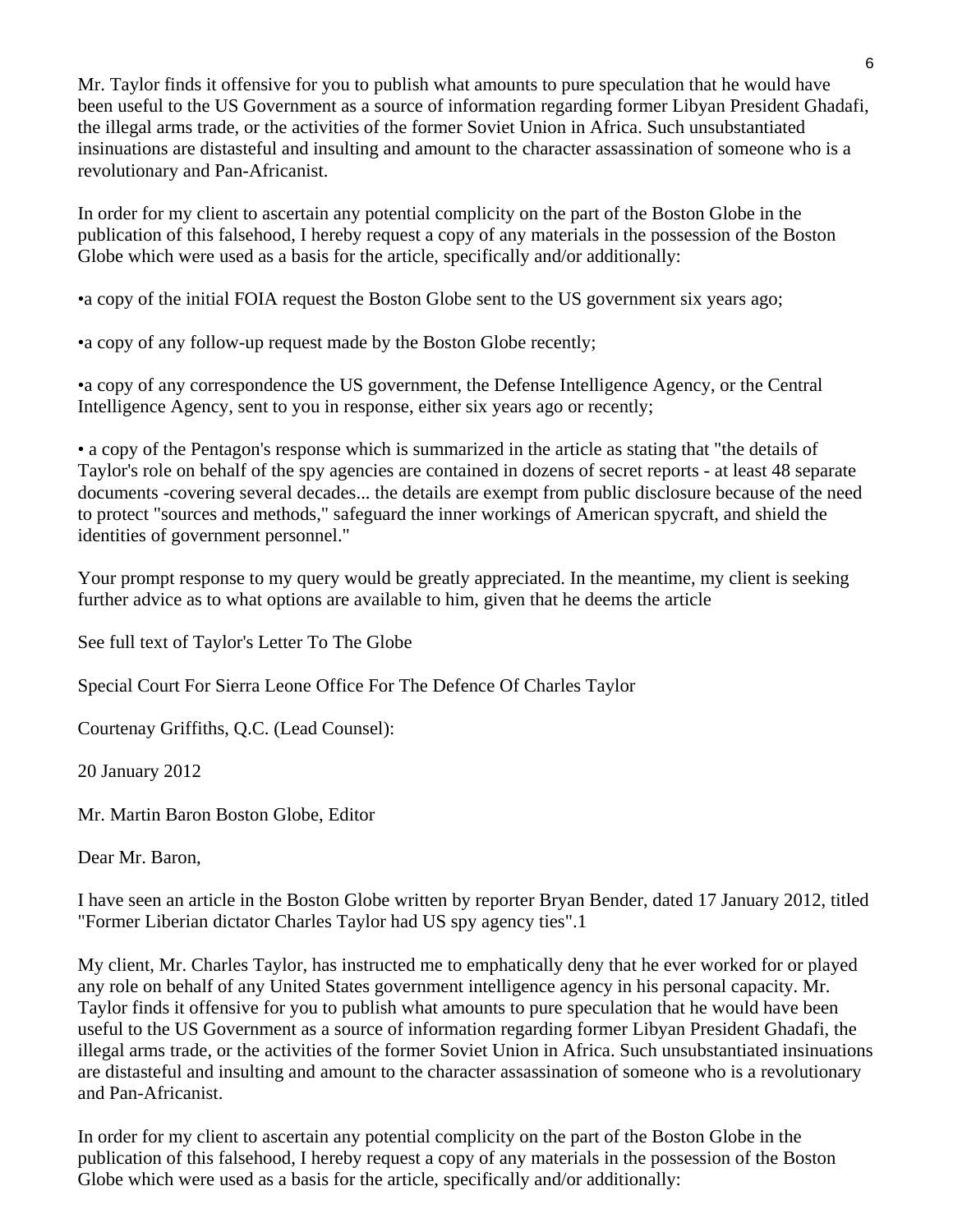Mr. Taylor finds it offensive for you to publish what amounts to pure speculation that he would have been useful to the US Government as a source of information regarding former Libyan President Ghadafi, the illegal arms trade, or the activities of the former Soviet Union in Africa. Such unsubstantiated insinuations are distasteful and insulting and amount to the character assassination of someone who is a revolutionary and Pan-Africanist.

In order for my client to ascertain any potential complicity on the part of the Boston Globe in the publication of this falsehood, I hereby request a copy of any materials in the possession of the Boston Globe which were used as a basis for the article, specifically and/or additionally:

•a copy of the initial FOIA request the Boston Globe sent to the US government six years ago;

•a copy of any follow-up request made by the Boston Globe recently;

•a copy of any correspondence the US government, the Defense Intelligence Agency, or the Central Intelligence Agency, sent to you in response, either six years ago or recently;

• a copy of the Pentagon's response which is summarized in the article as stating that "the details of Taylor's role on behalf of the spy agencies are contained in dozens of secret reports - at least 48 separate documents -covering several decades... the details are exempt from public disclosure because of the need to protect "sources and methods," safeguard the inner workings of American spycraft, and shield the identities of government personnel."

Your prompt response to my query would be greatly appreciated. In the meantime, my client is seeking further advice as to what options are available to him, given that he deems the article

See full text of Taylor's Letter To The Globe

Special Court For Sierra Leone Office For The Defence Of Charles Taylor

Courtenay Griffiths, Q.C. (Lead Counsel):

20 January 2012

Mr. Martin Baron Boston Globe, Editor

Dear Mr. Baron,

I have seen an article in the Boston Globe written by reporter Bryan Bender, dated 17 January 2012, titled "Former Liberian dictator Charles Taylor had US spy agency ties".1

My client, Mr. Charles Taylor, has instructed me to emphatically deny that he ever worked for or played any role on behalf of any United States government intelligence agency in his personal capacity. Mr. Taylor finds it offensive for you to publish what amounts to pure speculation that he would have been useful to the US Government as a source of information regarding former Libyan President Ghadafi, the illegal arms trade, or the activities of the former Soviet Union in Africa. Such unsubstantiated insinuations are distasteful and insulting and amount to the character assassination of someone who is a revolutionary and Pan-Africanist.

In order for my client to ascertain any potential complicity on the part of the Boston Globe in the publication of this falsehood, I hereby request a copy of any materials in the possession of the Boston Globe which were used as a basis for the article, specifically and/or additionally: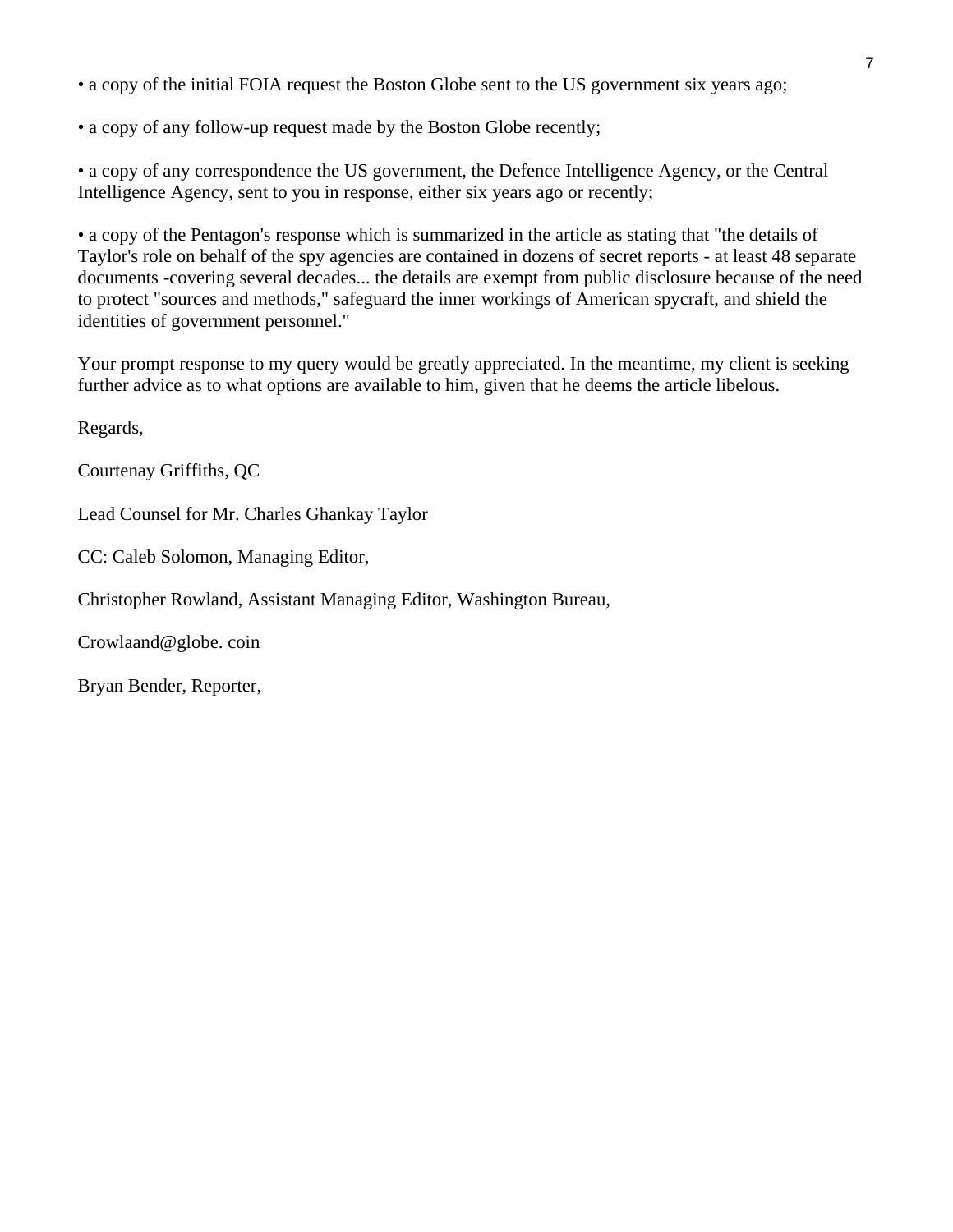- a copy of the initial FOIA request the Boston Globe sent to the US government six years ago;

- a copy of any follow-up request made by the Boston Globe recently;

- a copy of any correspondence the US government, the Defence Intelligence Agency, or the Central Intelligence Agency, sent to you in response, either six years ago or recently;

- a copy of the Pentagon's response which is summarized in the article as stating that "the details of Taylor's role on behalf of the spy agencies are contained in dozens of secret reports - at least 48 separate documents -covering several decades... the details are exempt from public disclosure because of the need to protect "sources and methods," safeguard the inner workings of American spycraft, and shield the identities of government personnel."

Your prompt response to my query would be greatly appreciated. In the meantime, my client is seeking further advice as to what options are available to him, given that he deems the article libelous.

Regards,

Courtenay Griffiths, QC

Lead Counsel for Mr. Charles Ghankay Taylor

CC: Caleb Solomon, Managing Editor,

Christopher Rowland, Assistant Managing Editor, Washington Bureau,

Crowlaand@globe. coin

Bryan Bender, Reporter,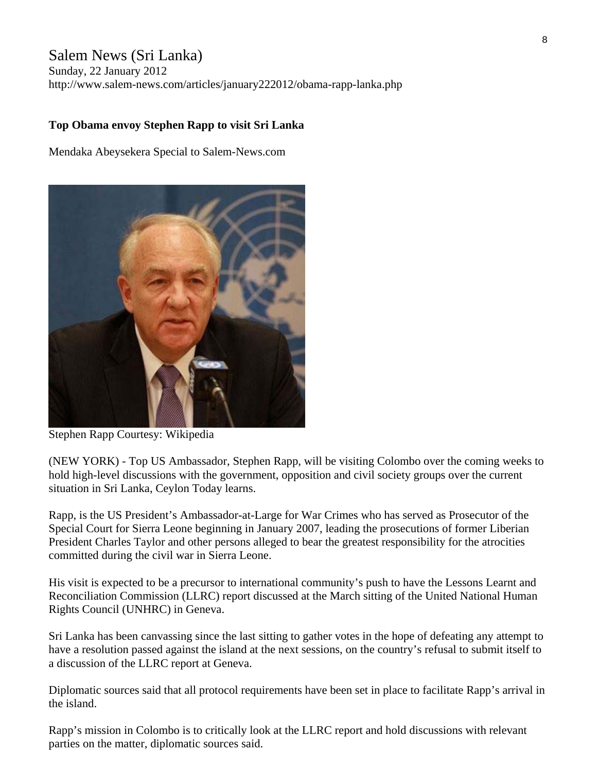Salem News (Sri Lanka)
Sunday, 22 January 2012
http://www.salem-news.com/articles/january222012/obama-rapp-lanka.php

**Top Obama envoy Stephen Rapp to visit Sri Lanka**

Mendaka Abeysekera Special to Salem-News.com

Stephen Rapp Courtesy: Wikipedia

(NEW YORK) - Top US Ambassador, Stephen Rapp, will be visiting Colombo over the coming weeks to hold high-level discussions with the government, opposition and civil society groups over the current situation in Sri Lanka, Ceylon Today learns.

Rapp, is the US President's Ambassador-at-Large for War Crimes who has served as Prosecutor of the Special Court for Sierra Leone beginning in January 2007, leading the prosecutions of former Liberian President Charles Taylor and other persons alleged to bear the greatest responsibility for the atrocities committed during the civil war in Sierra Leone.

His visit is expected to be a precursor to international community's push to have the Lessons Learnt and Reconciliation Commission (LLRC) report discussed at the March sitting of the United National Human Rights Council (UNHRC) in Geneva.

Sri Lanka has been canvassing since the last sitting to gather votes in the hope of defeating any attempt to have a resolution passed against the island at the next sessions, on the country's refusal to submit itself to a discussion of the LLRC report at Geneva.

Diplomatic sources said that all protocol requirements have been set in place to facilitate Rapp's arrival in the island.

Rapp's mission in Colombo is to critically look at the LLRC report and hold discussions with relevant parties on the matter, diplomatic sources said.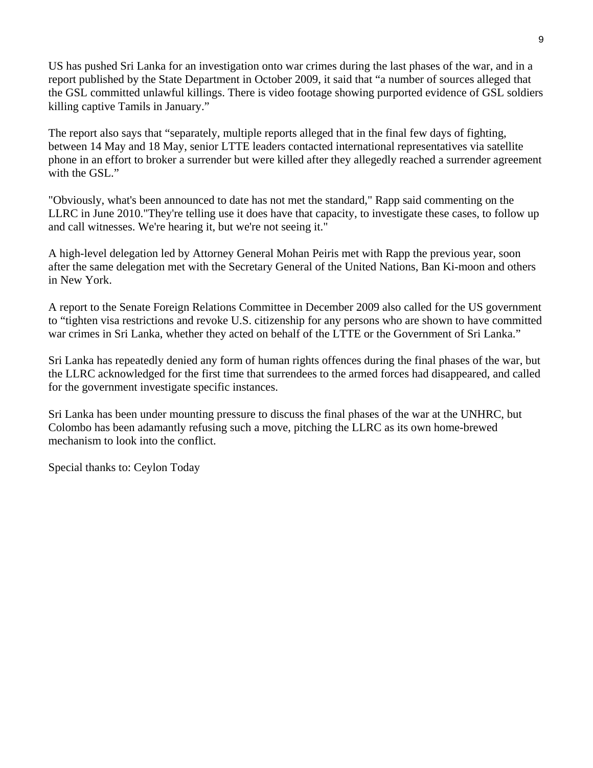US has pushed Sri Lanka for an investigation onto war crimes during the last phases of the war, and in a report published by the State Department in October 2009, it said that “a number of sources alleged that the GSL committed unlawful killings. There is video footage showing purported evidence of GSL soldiers killing captive Tamils in January.”

The report also says that “separately, multiple reports alleged that in the final few days of fighting, between 14 May and 18 May, senior LTTE leaders contacted international representatives via satellite phone in an effort to broker a surrender but were killed after they allegedly reached a surrender agreement with the GSL.”

"Obviously, what's been announced to date has not met the standard," Rapp said commenting on the LLRC in June 2010."They're telling use it does have that capacity, to investigate these cases, to follow up and call witnesses. We're hearing it, but we're not seeing it."

A high-level delegation led by Attorney General Mohan Peiris met with Rapp the previous year, soon after the same delegation met with the Secretary General of the United Nations, Ban Ki-moon and others in New York.

A report to the Senate Foreign Relations Committee in December 2009 also called for the US government to “tighten visa restrictions and revoke U.S. citizenship for any persons who are shown to have committed war crimes in Sri Lanka, whether they acted on behalf of the LTTE or the Government of Sri Lanka.”

Sri Lanka has repeatedly denied any form of human rights offences during the final phases of the war, but the LLRC acknowledged for the first time that surrendees to the armed forces had disappeared, and called for the government investigate specific instances.

Sri Lanka has been under mounting pressure to discuss the final phases of the war at the UNHRC, but Colombo has been adamantly refusing such a move, pitching the LLRC as its own home-brewed mechanism to look into the conflict.

Special thanks to: Ceylon Today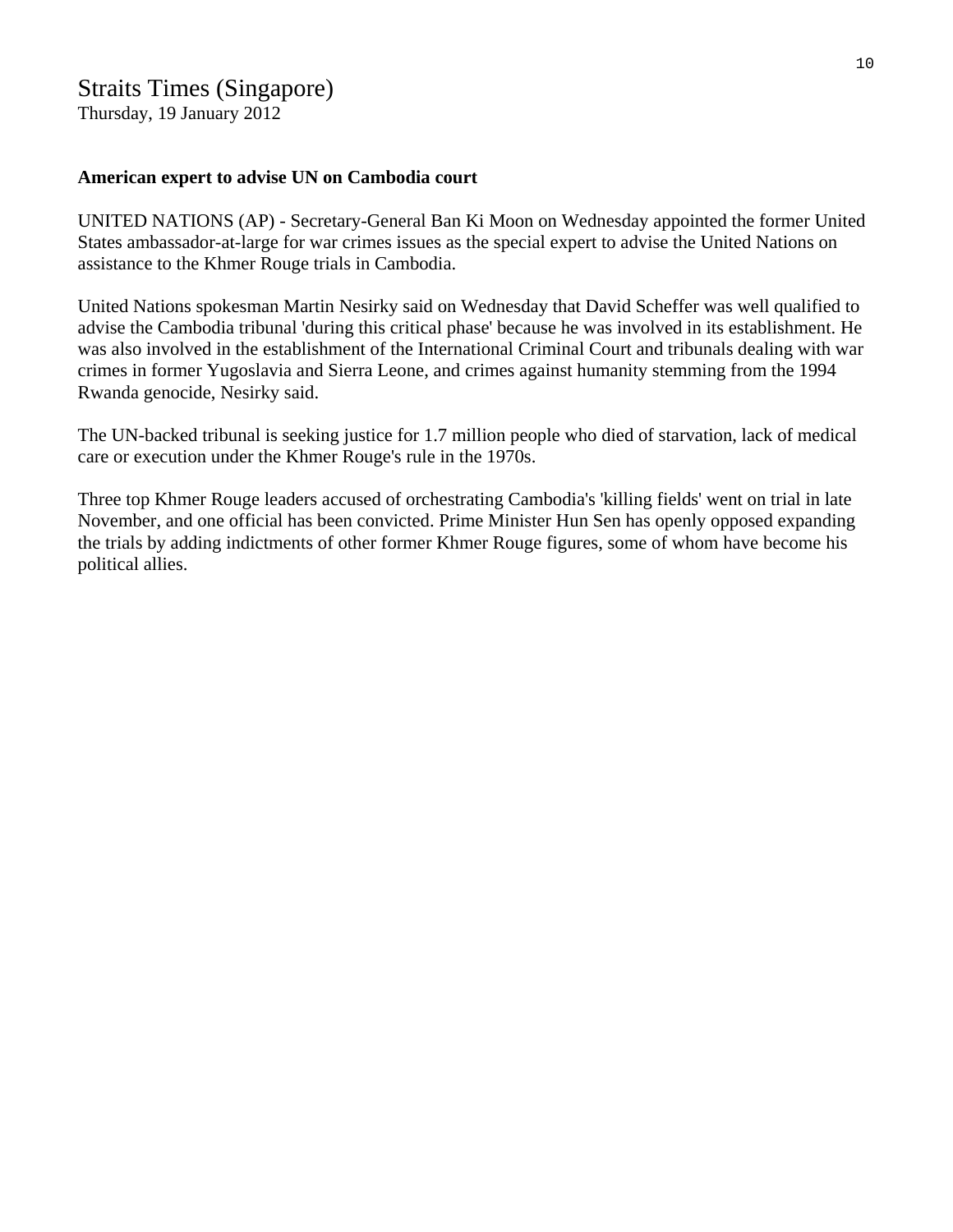Straits Times (Singapore)
Thursday, 19 January 2012

**American expert to advise UN on Cambodia court**

UNITED NATIONS (AP) - Secretary-General Ban Ki Moon on Wednesday appointed the former United States ambassador-at-large for war crimes issues as the special expert to advise the United Nations on assistance to the Khmer Rouge trials in Cambodia.

United Nations spokesman Martin Nesirky said on Wednesday that David Scheffer was well qualified to advise the Cambodia tribunal 'during this critical phase' because he was involved in its establishment. He was also involved in the establishment of the International Criminal Court and tribunals dealing with war crimes in former Yugoslavia and Sierra Leone, and crimes against humanity stemming from the 1994 Rwanda genocide, Nesirky said.

The UN-backed tribunal is seeking justice for 1.7 million people who died of starvation, lack of medical care or execution under the Khmer Rouge's rule in the 1970s.

Three top Khmer Rouge leaders accused of orchestrating Cambodia's 'killing fields' went on trial in late November, and one official has been convicted. Prime Minister Hun Sen has openly opposed expanding the trials by adding indictments of other former Khmer Rouge figures, some of whom have become his political allies.